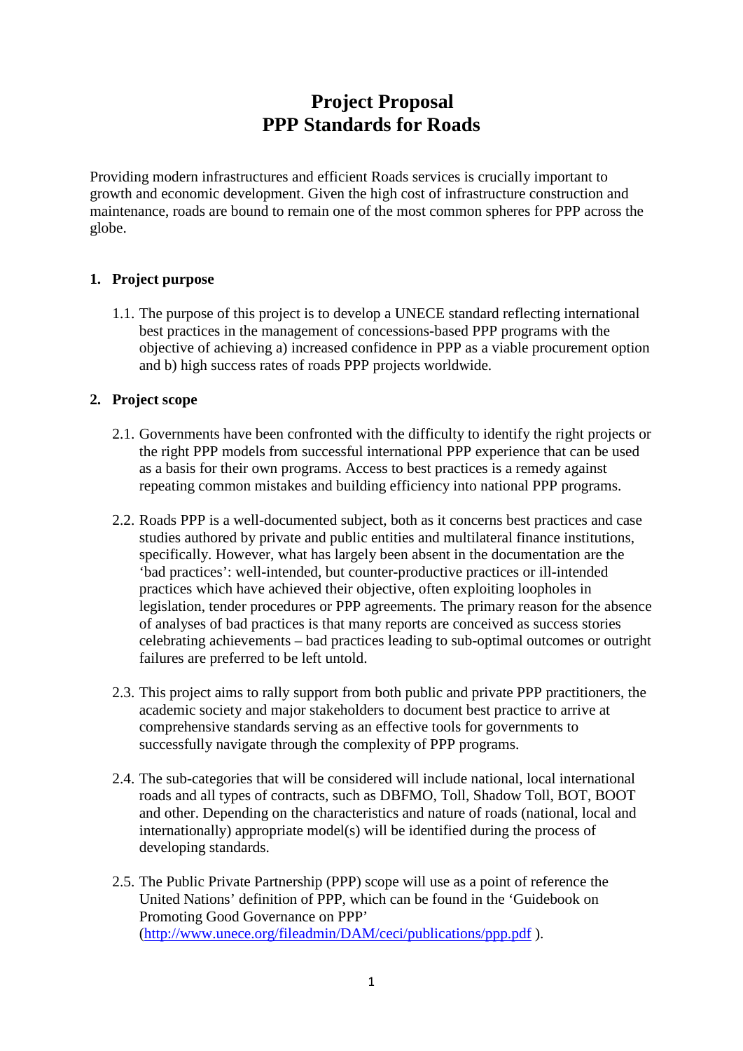# Project Proposal
# PPP Standards for Roads

Providing modern infrastructures and efficient Roads services is crucially important to growth and economic development. Given the high cost of infrastructure construction and maintenance, roads are bound to remain one of the most common spheres for PPP across the globe.

## 1. Project purpose

1.1. The purpose of this project is to develop a UNECE standard reflecting international best practices in the management of concessions-based PPP programs with the objective of achieving a) increased confidence in PPP as a viable procurement option and b) high success rates of roads PPP projects worldwide.

## 2. Project scope

2.1. Governments have been confronted with the difficulty to identify the right projects or the right PPP models from successful international PPP experience that can be used as a basis for their own programs. Access to best practices is a remedy against repeating common mistakes and building efficiency into national PPP programs.

2.2. Roads PPP is a well-documented subject, both as it concerns best practices and case studies authored by private and public entities and multilateral finance institutions, specifically. However, what has largely been absent in the documentation are the 'bad practices': well-intended, but counter-productive practices or ill-intended practices which have achieved their objective, often exploiting loopholes in legislation, tender procedures or PPP agreements. The primary reason for the absence of analyses of bad practices is that many reports are conceived as success stories celebrating achievements – bad practices leading to sub-optimal outcomes or outright failures are preferred to be left untold.

2.3. This project aims to rally support from both public and private PPP practitioners, the academic society and major stakeholders to document best practice to arrive at comprehensive standards serving as an effective tools for governments to successfully navigate through the complexity of PPP programs.

2.4. The sub-categories that will be considered will include national, local international roads and all types of contracts, such as DBFMO, Toll, Shadow Toll, BOT, BOOT and other. Depending on the characteristics and nature of roads (national, local and internationally) appropriate model(s) will be identified during the process of developing standards.

2.5. The Public Private Partnership (PPP) scope will use as a point of reference the United Nations' definition of PPP, which can be found in the 'Guidebook on Promoting Good Governance on PPP' (http://www.unece.org/fileadmin/DAM/ceci/publications/ppp.pdf ).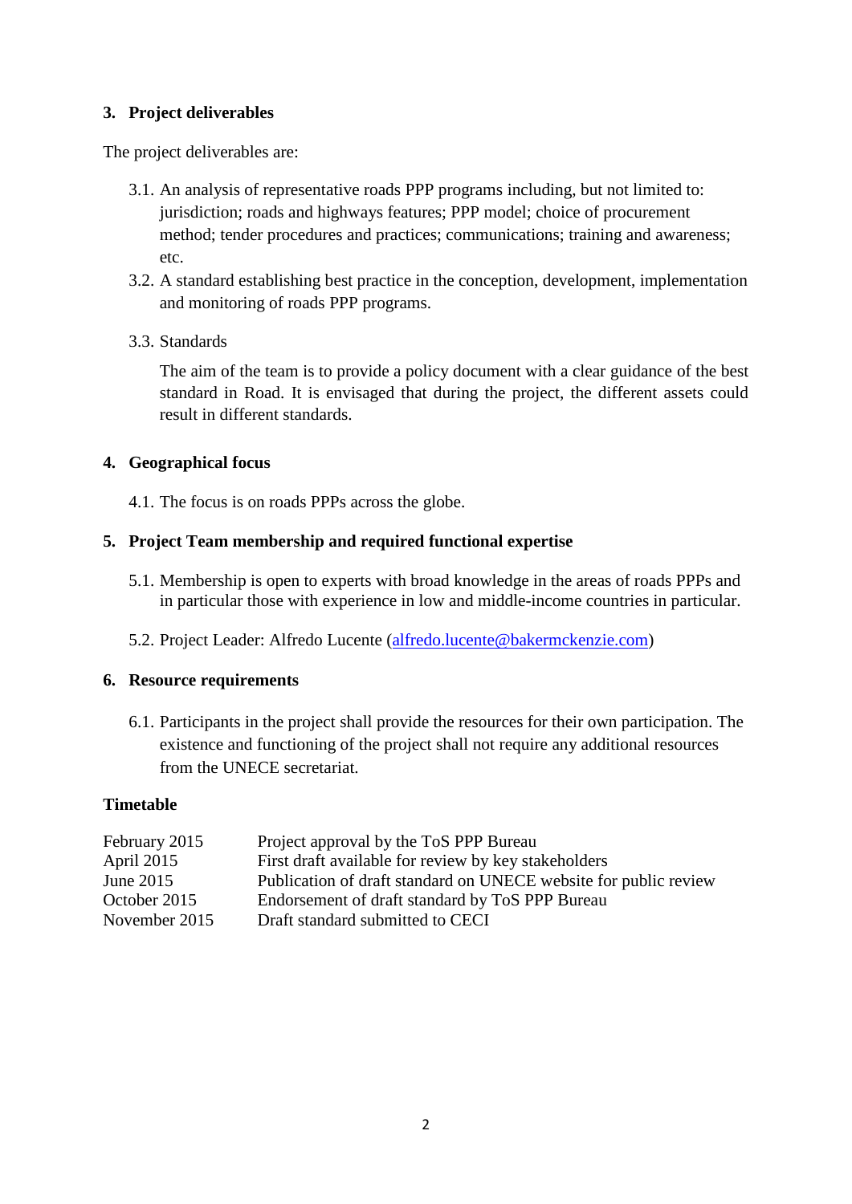## 3. Project deliverables

The project deliverables are:

3.1. An analysis of representative roads PPP programs including, but not limited to: jurisdiction; roads and highways features; PPP model; choice of procurement method; tender procedures and practices; communications; training and awareness; etc.

3.2. A standard establishing best practice in the conception, development, implementation and monitoring of roads PPP programs.

3.3. Standards

The aim of the team is to provide a policy document with a clear guidance of the best standard in Road. It is envisaged that during the project, the different assets could result in different standards.

## 4. Geographical focus

4.1. The focus is on roads PPPs across the globe.

## 5. Project Team membership and required functional expertise

5.1. Membership is open to experts with broad knowledge in the areas of roads PPPs and in particular those with experience in low and middle-income countries in particular.

5.2. Project Leader: Alfredo Lucente (alfredo.lucente@bakermckenzie.com)

## 6. Resource requirements

6.1. Participants in the project shall provide the resources for their own participation. The existence and functioning of the project shall not require any additional resources from the UNECE secretariat.

### Timetable

| | |
|---|---|
| February 2015 | Project approval by the ToS PPP Bureau |
| April 2015 | First draft available for review by key stakeholders |
| June 2015 | Publication of draft standard on UNECE website for public review |
| October 2015 | Endorsement of draft standard by ToS PPP Bureau |
| November 2015 | Draft standard submitted to CECI |